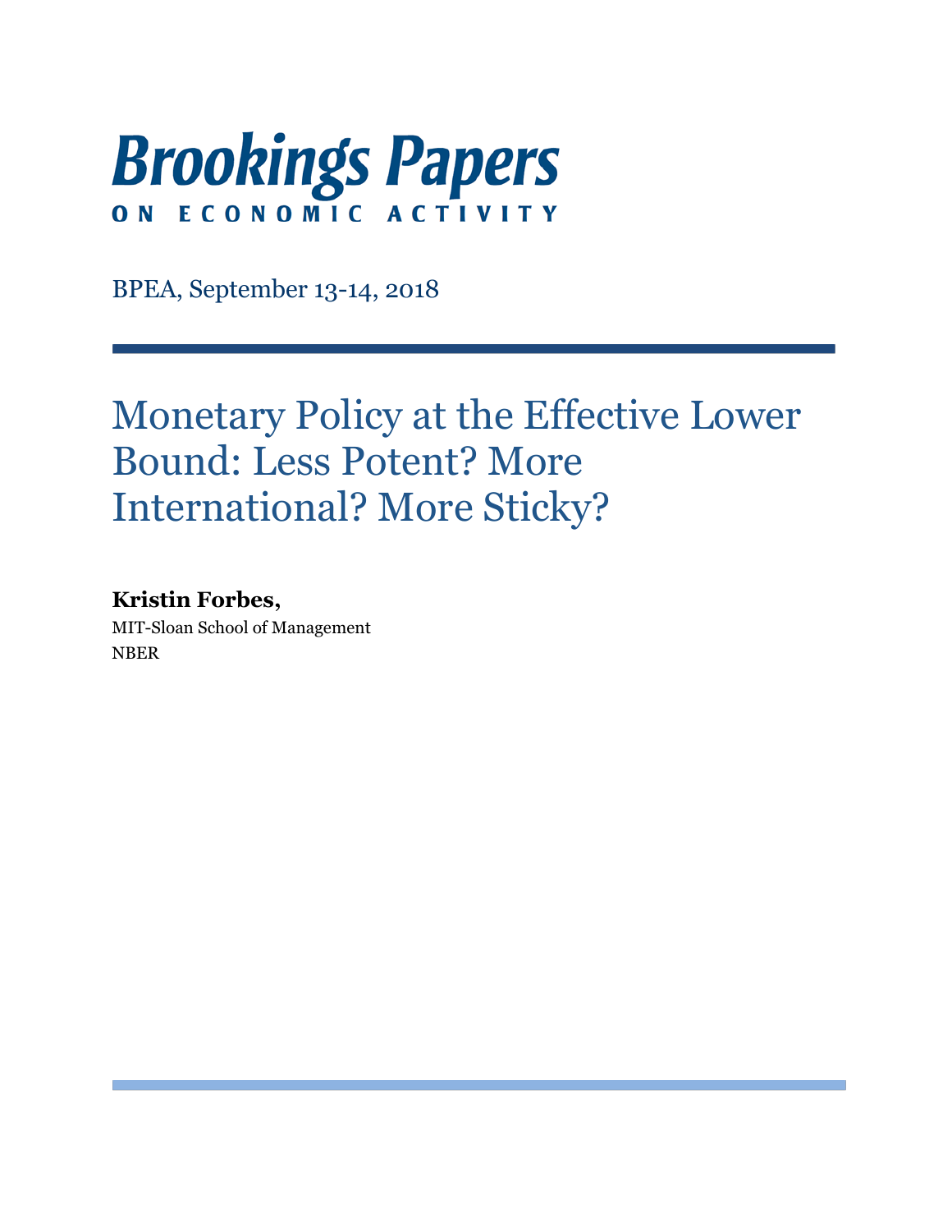# Brookings Papers

ON ECONOMIC ACTIVITY

BPEA, September 13-14, 2018

## Monetary Policy at the Effective Lower Bound: Less Potent? More International? More Sticky?

**Kristin Forbes,**

MIT-Sloan School of Management

NBER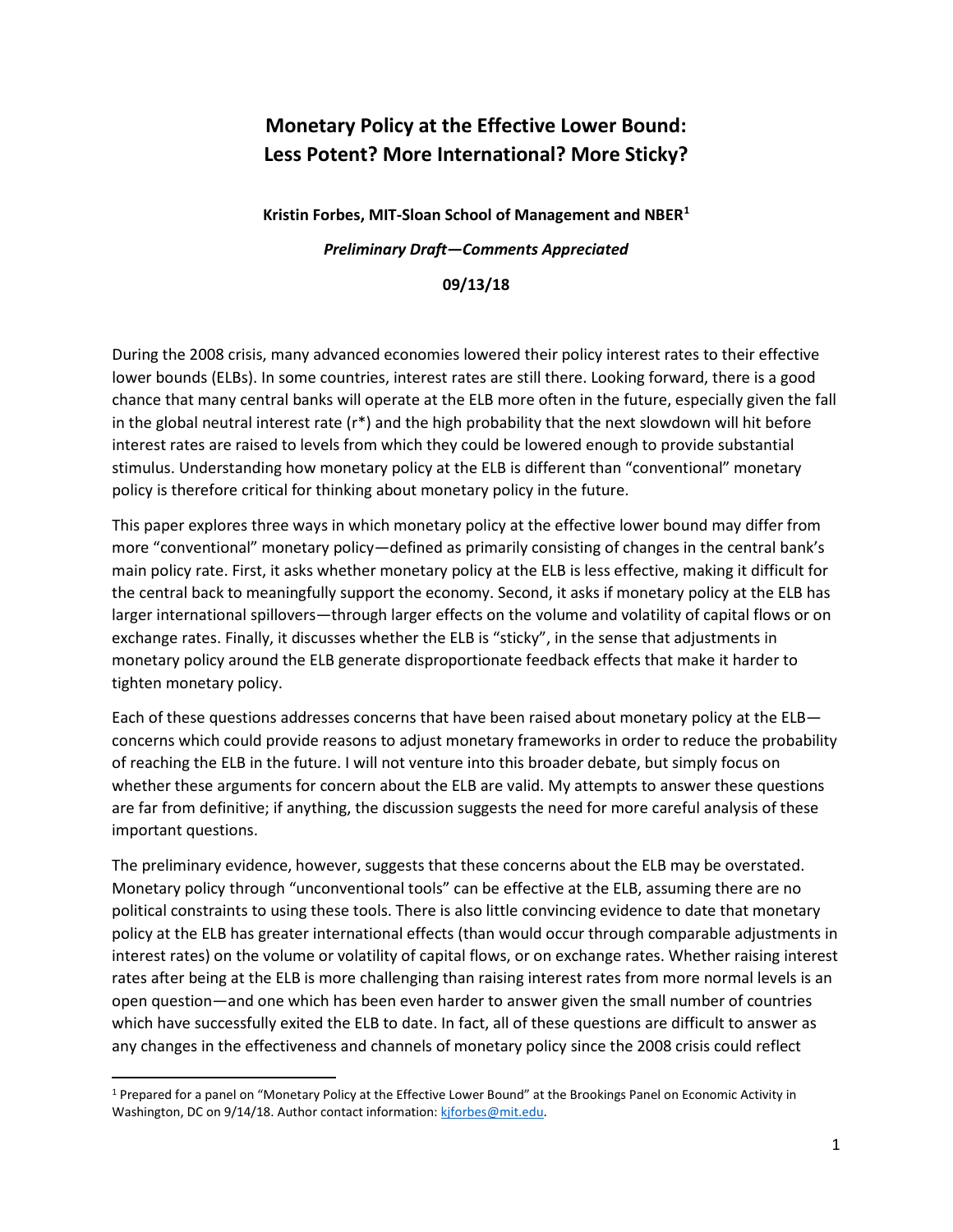# Monetary Policy at the Effective Lower Bound: Less Potent? More International? More Sticky?

**Kristin Forbes, MIT-Sloan School of Management and NBER[1]**

***Preliminary Draft—Comments Appreciated***

**09/13/18**

During the 2008 crisis, many advanced economies lowered their policy interest rates to their effective lower bounds (ELBs). In some countries, interest rates are still there. Looking forward, there is a good chance that many central banks will operate at the ELB more often in the future, especially given the fall in the global neutral interest rate (r*) and the high probability that the next slowdown will hit before interest rates are raised to levels from which they could be lowered enough to provide substantial stimulus. Understanding how monetary policy at the ELB is different than "conventional" monetary policy is therefore critical for thinking about monetary policy in the future.

This paper explores three ways in which monetary policy at the effective lower bound may differ from more "conventional" monetary policy—defined as primarily consisting of changes in the central bank's main policy rate. First, it asks whether monetary policy at the ELB is less effective, making it difficult for the central back to meaningfully support the economy. Second, it asks if monetary policy at the ELB has larger international spillovers—through larger effects on the volume and volatility of capital flows or on exchange rates. Finally, it discusses whether the ELB is "sticky", in the sense that adjustments in monetary policy around the ELB generate disproportionate feedback effects that make it harder to tighten monetary policy.

Each of these questions addresses concerns that have been raised about monetary policy at the ELB—concerns which could provide reasons to adjust monetary frameworks in order to reduce the probability of reaching the ELB in the future. I will not venture into this broader debate, but simply focus on whether these arguments for concern about the ELB are valid. My attempts to answer these questions are far from definitive; if anything, the discussion suggests the need for more careful analysis of these important questions.

The preliminary evidence, however, suggests that these concerns about the ELB may be overstated. Monetary policy through "unconventional tools" can be effective at the ELB, assuming there are no political constraints to using these tools. There is also little convincing evidence to date that monetary policy at the ELB has greater international effects (than would occur through comparable adjustments in interest rates) on the volume or volatility of capital flows, or on exchange rates. Whether raising interest rates after being at the ELB is more challenging than raising interest rates from more normal levels is an open question—and one which has been even harder to answer given the small number of countries which have successfully exited the ELB to date. In fact, all of these questions are difficult to answer as any changes in the effectiveness and channels of monetary policy since the 2008 crisis could reflect

---

[1] Prepared for a panel on "Monetary Policy at the Effective Lower Bound" at the Brookings Panel on Economic Activity in Washington, DC on 9/14/18. Author contact information: kjforbes@mit.edu.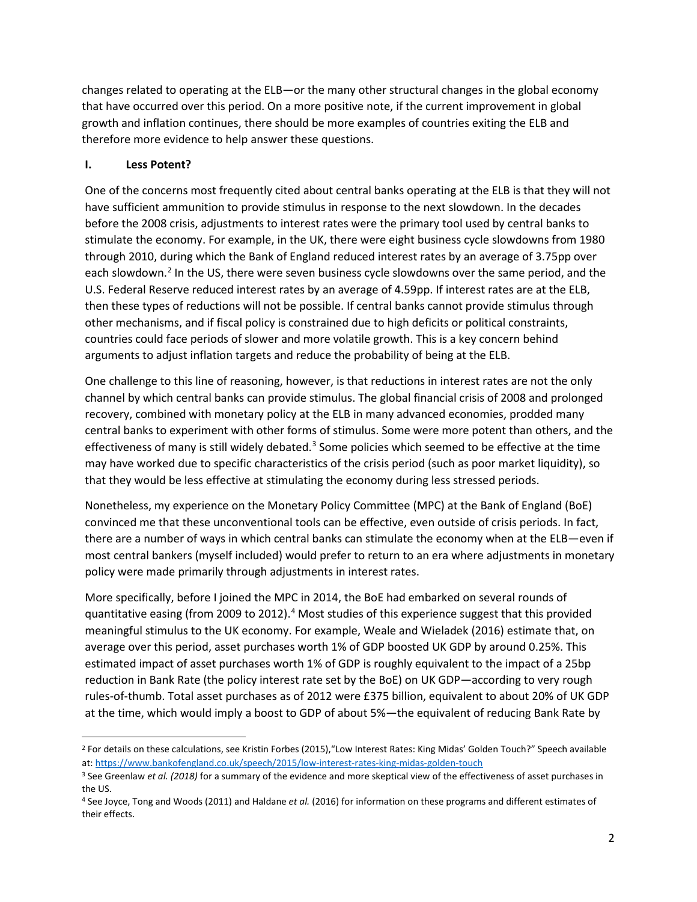changes related to operating at the ELB—or the many other structural changes in the global economy that have occurred over this period. On a more positive note, if the current improvement in global growth and inflation continues, there should be more examples of countries exiting the ELB and therefore more evidence to help answer these questions.

## I. Less Potent?

One of the concerns most frequently cited about central banks operating at the ELB is that they will not have sufficient ammunition to provide stimulus in response to the next slowdown. In the decades before the 2008 crisis, adjustments to interest rates were the primary tool used by central banks to stimulate the economy. For example, in the UK, there were eight business cycle slowdowns from 1980 through 2010, during which the Bank of England reduced interest rates by an average of 3.75pp over each slowdown.[2] In the US, there were seven business cycle slowdowns over the same period, and the U.S. Federal Reserve reduced interest rates by an average of 4.59pp. If interest rates are at the ELB, then these types of reductions will not be possible. If central banks cannot provide stimulus through other mechanisms, and if fiscal policy is constrained due to high deficits or political constraints, countries could face periods of slower and more volatile growth. This is a key concern behind arguments to adjust inflation targets and reduce the probability of being at the ELB.

One challenge to this line of reasoning, however, is that reductions in interest rates are not the only channel by which central banks can provide stimulus. The global financial crisis of 2008 and prolonged recovery, combined with monetary policy at the ELB in many advanced economies, prodded many central banks to experiment with other forms of stimulus. Some were more potent than others, and the effectiveness of many is still widely debated.[3] Some policies which seemed to be effective at the time may have worked due to specific characteristics of the crisis period (such as poor market liquidity), so that they would be less effective at stimulating the economy during less stressed periods.

Nonetheless, my experience on the Monetary Policy Committee (MPC) at the Bank of England (BoE) convinced me that these unconventional tools can be effective, even outside of crisis periods. In fact, there are a number of ways in which central banks can stimulate the economy when at the ELB—even if most central bankers (myself included) would prefer to return to an era where adjustments in monetary policy were made primarily through adjustments in interest rates.

More specifically, before I joined the MPC in 2014, the BoE had embarked on several rounds of quantitative easing (from 2009 to 2012).[4] Most studies of this experience suggest that this provided meaningful stimulus to the UK economy. For example, Weale and Wieladek (2016) estimate that, on average over this period, asset purchases worth 1% of GDP boosted UK GDP by around 0.25%. This estimated impact of asset purchases worth 1% of GDP is roughly equivalent to the impact of a 25bp reduction in Bank Rate (the policy interest rate set by the BoE) on UK GDP—according to very rough rules-of-thumb. Total asset purchases as of 2012 were £375 billion, equivalent to about 20% of UK GDP at the time, which would imply a boost to GDP of about 5%—the equivalent of reducing Bank Rate by

---

[2] For details on these calculations, see Kristin Forbes (2015),"Low Interest Rates: King Midas' Golden Touch?" Speech available at: https://www.bankofengland.co.uk/speech/2015/low-interest-rates-king-midas-golden-touch

[3] See Greenlaw *et al. (2018)* for a summary of the evidence and more skeptical view of the effectiveness of asset purchases in the US.

[4] See Joyce, Tong and Woods (2011) and Haldane *et al.* (2016) for information on these programs and different estimates of their effects.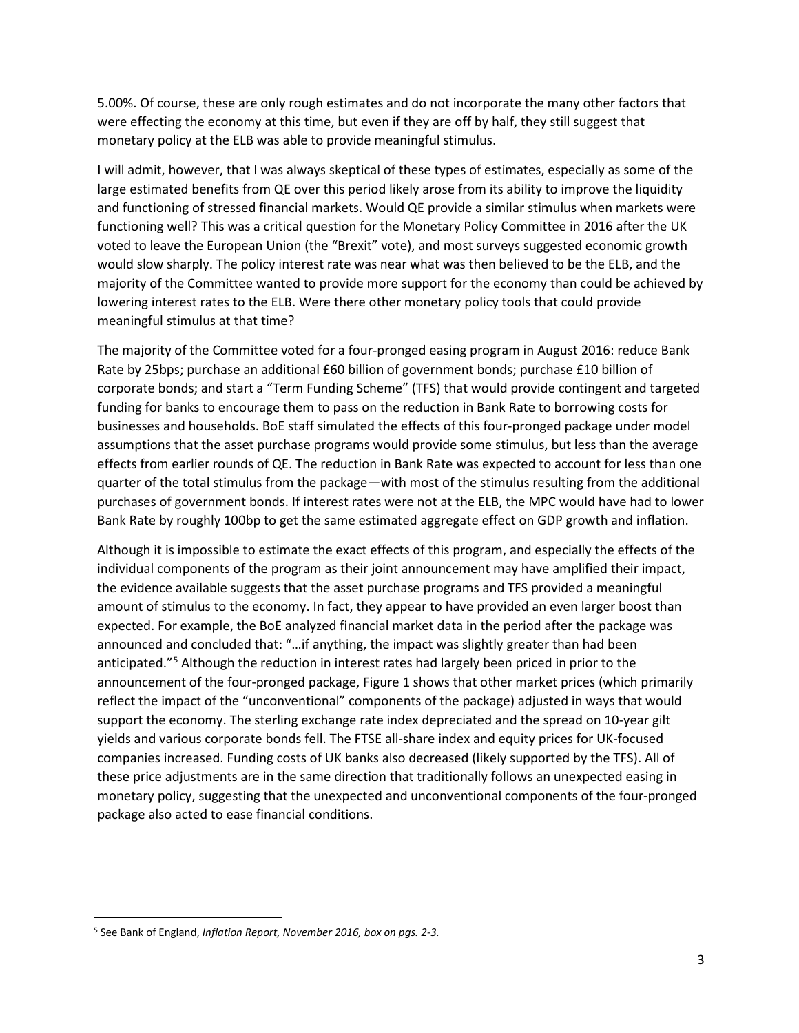5.00%. Of course, these are only rough estimates and do not incorporate the many other factors that were effecting the economy at this time, but even if they are off by half, they still suggest that monetary policy at the ELB was able to provide meaningful stimulus.

I will admit, however, that I was always skeptical of these types of estimates, especially as some of the large estimated benefits from QE over this period likely arose from its ability to improve the liquidity and functioning of stressed financial markets. Would QE provide a similar stimulus when markets were functioning well? This was a critical question for the Monetary Policy Committee in 2016 after the UK voted to leave the European Union (the "Brexit" vote), and most surveys suggested economic growth would slow sharply. The policy interest rate was near what was then believed to be the ELB, and the majority of the Committee wanted to provide more support for the economy than could be achieved by lowering interest rates to the ELB. Were there other monetary policy tools that could provide meaningful stimulus at that time?

The majority of the Committee voted for a four-pronged easing program in August 2016: reduce Bank Rate by 25bps; purchase an additional £60 billion of government bonds; purchase £10 billion of corporate bonds; and start a "Term Funding Scheme" (TFS) that would provide contingent and targeted funding for banks to encourage them to pass on the reduction in Bank Rate to borrowing costs for businesses and households. BoE staff simulated the effects of this four-pronged package under model assumptions that the asset purchase programs would provide some stimulus, but less than the average effects from earlier rounds of QE. The reduction in Bank Rate was expected to account for less than one quarter of the total stimulus from the package—with most of the stimulus resulting from the additional purchases of government bonds. If interest rates were not at the ELB, the MPC would have had to lower Bank Rate by roughly 100bp to get the same estimated aggregate effect on GDP growth and inflation.

Although it is impossible to estimate the exact effects of this program, and especially the effects of the individual components of the program as their joint announcement may have amplified their impact, the evidence available suggests that the asset purchase programs and TFS provided a meaningful amount of stimulus to the economy. In fact, they appear to have provided an even larger boost than expected. For example, the BoE analyzed financial market data in the period after the package was announced and concluded that: "…if anything, the impact was slightly greater than had been anticipated."[5] Although the reduction in interest rates had largely been priced in prior to the announcement of the four-pronged package, Figure 1 shows that other market prices (which primarily reflect the impact of the "unconventional" components of the package) adjusted in ways that would support the economy. The sterling exchange rate index depreciated and the spread on 10-year gilt yields and various corporate bonds fell. The FTSE all-share index and equity prices for UK-focused companies increased. Funding costs of UK banks also decreased (likely supported by the TFS). All of these price adjustments are in the same direction that traditionally follows an unexpected easing in monetary policy, suggesting that the unexpected and unconventional components of the four-pronged package also acted to ease financial conditions.

[5] See Bank of England, *Inflation Report, November 2016, box on pgs. 2-3.*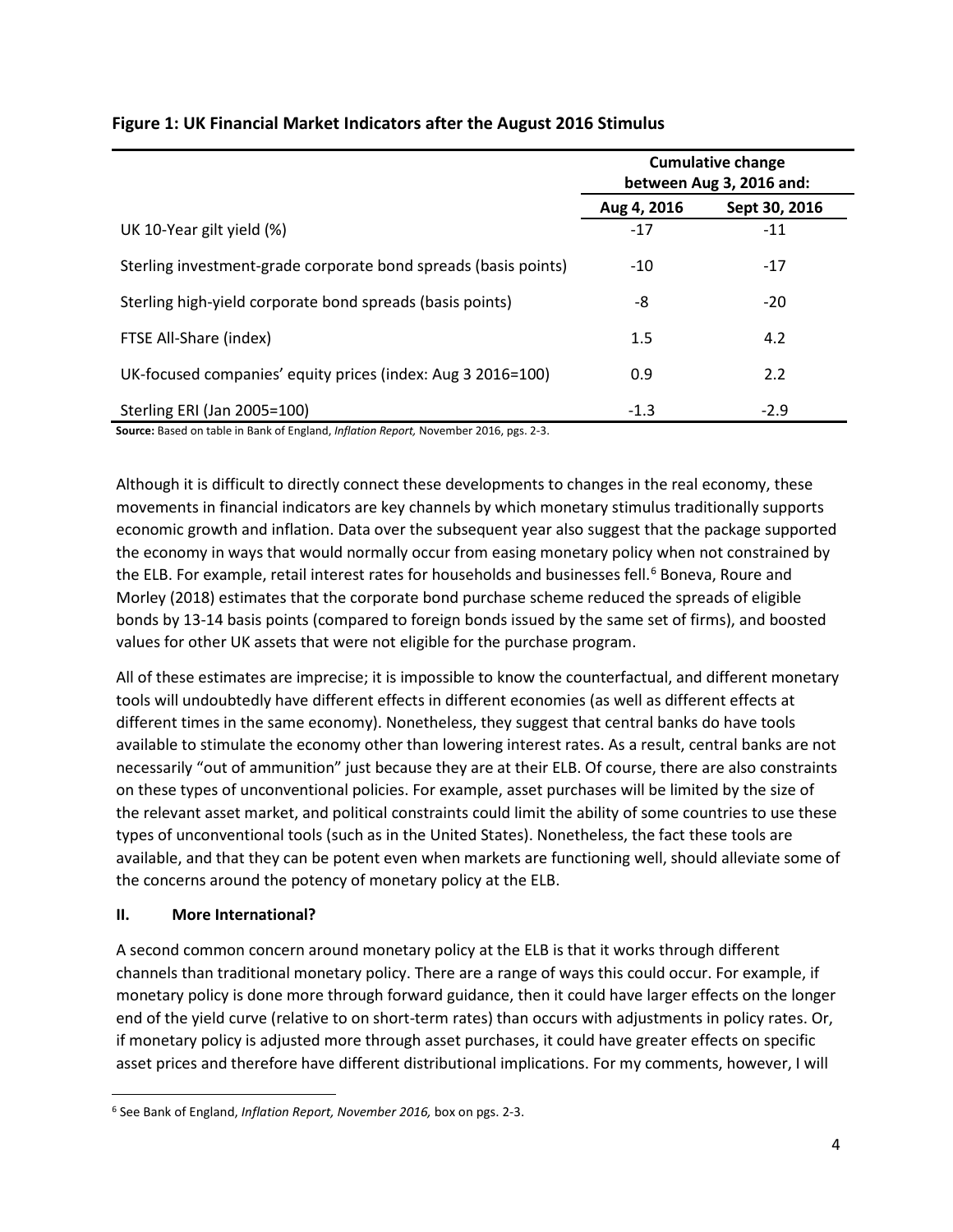**Figure 1: UK Financial Market Indicators after the August 2016 Stimulus**

| | Cumulative change between Aug 3, 2016 and: | |
|---|---|---|
| | Aug 4, 2016 | Sept 30, 2016 |
| UK 10-Year gilt yield (%) | -17 | -11 |
| Sterling investment-grade corporate bond spreads (basis points) | -10 | -17 |
| Sterling high-yield corporate bond spreads (basis points) | -8 | -20 |
| FTSE All-Share (index) | 1.5 | 4.2 |
| UK-focused companies' equity prices (index: Aug 3 2016=100) | 0.9 | 2.2 |
| Sterling ERI (Jan 2005=100) | -1.3 | -2.9 |

**Source:** Based on table in Bank of England, *Inflation Report,* November 2016, pgs. 2-3.

Although it is difficult to directly connect these developments to changes in the real economy, these movements in financial indicators are key channels by which monetary stimulus traditionally supports economic growth and inflation. Data over the subsequent year also suggest that the package supported the economy in ways that would normally occur from easing monetary policy when not constrained by the ELB. For example, retail interest rates for households and businesses fell.[6] Boneva, Roure and Morley (2018) estimates that the corporate bond purchase scheme reduced the spreads of eligible bonds by 13-14 basis points (compared to foreign bonds issued by the same set of firms), and boosted values for other UK assets that were not eligible for the purchase program.

All of these estimates are imprecise; it is impossible to know the counterfactual, and different monetary tools will undoubtedly have different effects in different economies (as well as different effects at different times in the same economy). Nonetheless, they suggest that central banks do have tools available to stimulate the economy other than lowering interest rates. As a result, central banks are not necessarily "out of ammunition" just because they are at their ELB. Of course, there are also constraints on these types of unconventional policies. For example, asset purchases will be limited by the size of the relevant asset market, and political constraints could limit the ability of some countries to use these types of unconventional tools (such as in the United States). Nonetheless, the fact these tools are available, and that they can be potent even when markets are functioning well, should alleviate some of the concerns around the potency of monetary policy at the ELB.

## II. More International?

A second common concern around monetary policy at the ELB is that it works through different channels than traditional monetary policy. There are a range of ways this could occur. For example, if monetary policy is done more through forward guidance, then it could have larger effects on the longer end of the yield curve (relative to on short-term rates) than occurs with adjustments in policy rates. Or, if monetary policy is adjusted more through asset purchases, it could have greater effects on specific asset prices and therefore have different distributional implications. For my comments, however, I will

[6] See Bank of England, *Inflation Report, November 2016,* box on pgs. 2-3.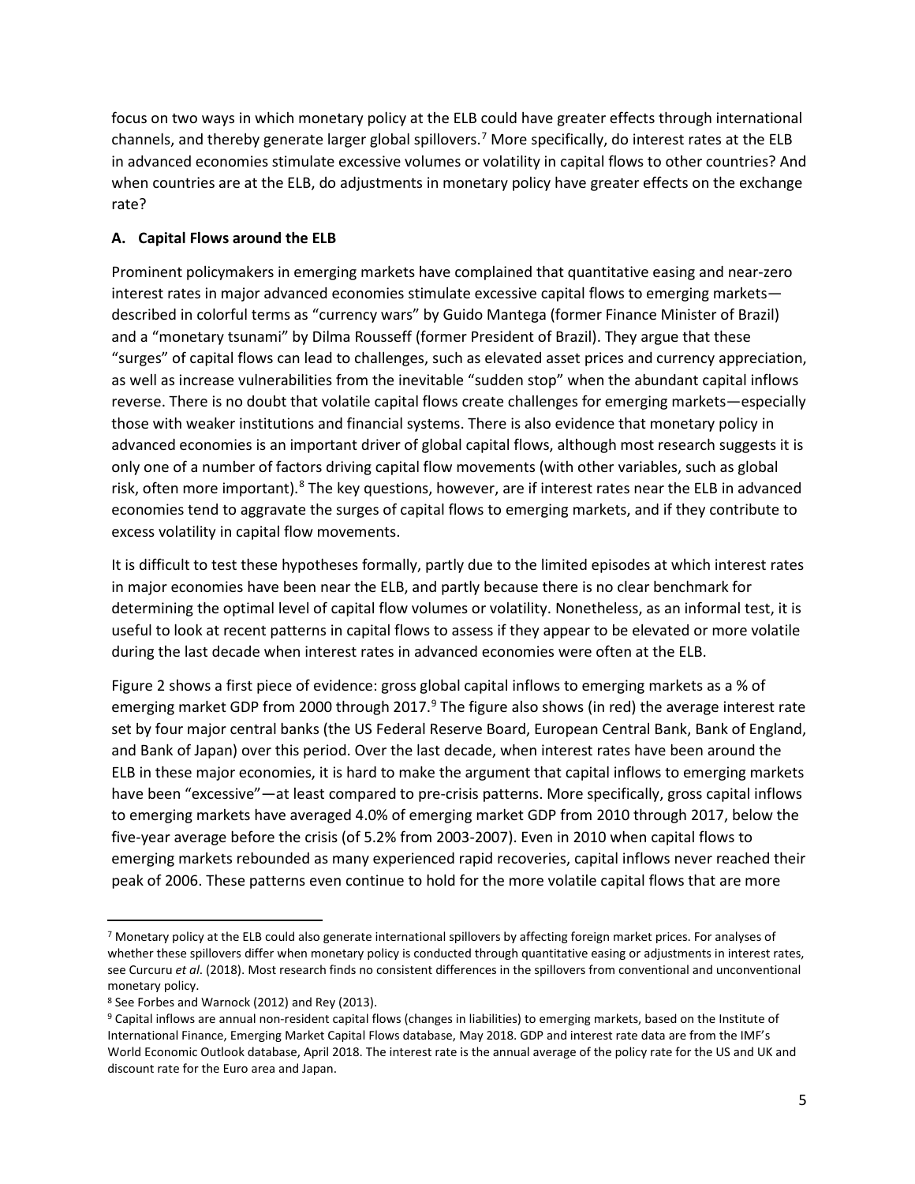focus on two ways in which monetary policy at the ELB could have greater effects through international channels, and thereby generate larger global spillovers.[7] More specifically, do interest rates at the ELB in advanced economies stimulate excessive volumes or volatility in capital flows to other countries? And when countries are at the ELB, do adjustments in monetary policy have greater effects on the exchange rate?

### A. Capital Flows around the ELB

Prominent policymakers in emerging markets have complained that quantitative easing and near-zero interest rates in major advanced economies stimulate excessive capital flows to emerging markets—described in colorful terms as "currency wars" by Guido Mantega (former Finance Minister of Brazil) and a "monetary tsunami" by Dilma Rousseff (former President of Brazil). They argue that these "surges" of capital flows can lead to challenges, such as elevated asset prices and currency appreciation, as well as increase vulnerabilities from the inevitable "sudden stop" when the abundant capital inflows reverse. There is no doubt that volatile capital flows create challenges for emerging markets—especially those with weaker institutions and financial systems. There is also evidence that monetary policy in advanced economies is an important driver of global capital flows, although most research suggests it is only one of a number of factors driving capital flow movements (with other variables, such as global risk, often more important).[8] The key questions, however, are if interest rates near the ELB in advanced economies tend to aggravate the surges of capital flows to emerging markets, and if they contribute to excess volatility in capital flow movements.

It is difficult to test these hypotheses formally, partly due to the limited episodes at which interest rates in major economies have been near the ELB, and partly because there is no clear benchmark for determining the optimal level of capital flow volumes or volatility. Nonetheless, as an informal test, it is useful to look at recent patterns in capital flows to assess if they appear to be elevated or more volatile during the last decade when interest rates in advanced economies were often at the ELB.

Figure 2 shows a first piece of evidence: gross global capital inflows to emerging markets as a % of emerging market GDP from 2000 through 2017.[9] The figure also shows (in red) the average interest rate set by four major central banks (the US Federal Reserve Board, European Central Bank, Bank of England, and Bank of Japan) over this period. Over the last decade, when interest rates have been around the ELB in these major economies, it is hard to make the argument that capital inflows to emerging markets have been "excessive"—at least compared to pre-crisis patterns. More specifically, gross capital inflows to emerging markets have averaged 4.0% of emerging market GDP from 2010 through 2017, below the five-year average before the crisis (of 5.2% from 2003-2007). Even in 2010 when capital flows to emerging markets rebounded as many experienced rapid recoveries, capital inflows never reached their peak of 2006. These patterns even continue to hold for the more volatile capital flows that are more

---

[7] Monetary policy at the ELB could also generate international spillovers by affecting foreign market prices. For analyses of whether these spillovers differ when monetary policy is conducted through quantitative easing or adjustments in interest rates, see Curcuru *et al*. (2018). Most research finds no consistent differences in the spillovers from conventional and unconventional monetary policy.

[8] See Forbes and Warnock (2012) and Rey (2013).

[9] Capital inflows are annual non-resident capital flows (changes in liabilities) to emerging markets, based on the Institute of International Finance, Emerging Market Capital Flows database, May 2018. GDP and interest rate data are from the IMF's World Economic Outlook database, April 2018. The interest rate is the annual average of the policy rate for the US and UK and discount rate for the Euro area and Japan.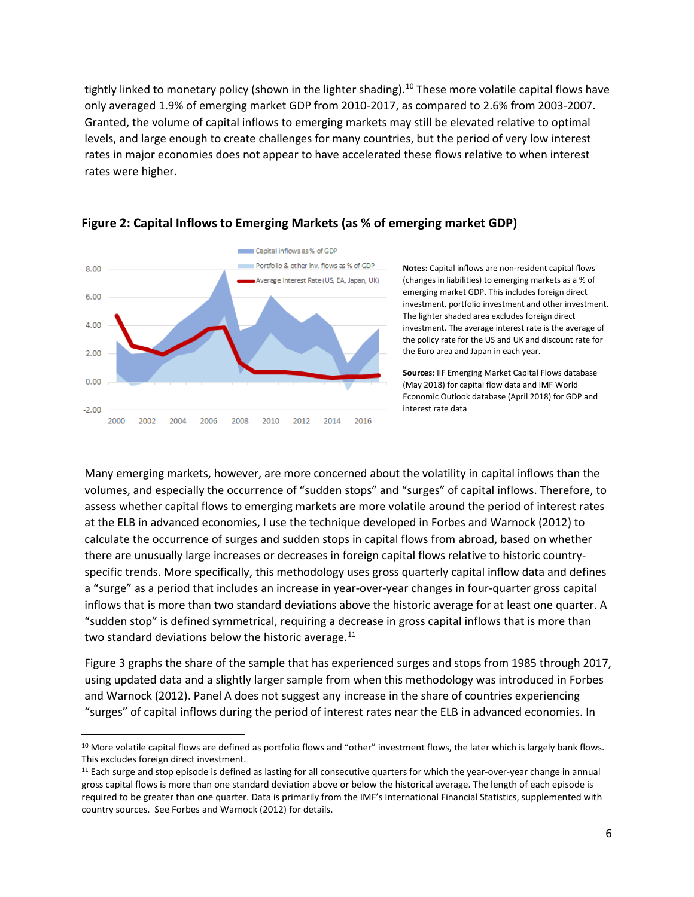tightly linked to monetary policy (shown in the lighter shading).[10] These more volatile capital flows have only averaged 1.9% of emerging market GDP from 2010-2017, as compared to 2.6% from 2003-2007. Granted, the volume of capital inflows to emerging markets may still be elevated relative to optimal levels, and large enough to create challenges for many countries, but the period of very low interest rates in major economies does not appear to have accelerated these flows relative to when interest rates were higher.

**Figure 2: Capital Inflows to Emerging Markets (as % of emerging market GDP)**

**Notes:** Capital inflows are non-resident capital flows (changes in liabilities) to emerging markets as a % of emerging market GDP. This includes foreign direct investment, portfolio investment and other investment. The lighter shaded area excludes foreign direct investment. The average interest rate is the average of the policy rate for the US and UK and discount rate for the Euro area and Japan in each year.

**Sources**: IIF Emerging Market Capital Flows database (May 2018) for capital flow data and IMF World Economic Outlook database (April 2018) for GDP and interest rate data

Many emerging markets, however, are more concerned about the volatility in capital inflows than the volumes, and especially the occurrence of "sudden stops" and "surges" of capital inflows. Therefore, to assess whether capital flows to emerging markets are more volatile around the period of interest rates at the ELB in advanced economies, I use the technique developed in Forbes and Warnock (2012) to calculate the occurrence of surges and sudden stops in capital flows from abroad, based on whether there are unusually large increases or decreases in foreign capital flows relative to historic country-specific trends. More specifically, this methodology uses gross quarterly capital inflow data and defines a "surge" as a period that includes an increase in year-over-year changes in four-quarter gross capital inflows that is more than two standard deviations above the historic average for at least one quarter. A "sudden stop" is defined symmetrical, requiring a decrease in gross capital inflows that is more than two standard deviations below the historic average.[11]

Figure 3 graphs the share of the sample that has experienced surges and stops from 1985 through 2017, using updated data and a slightly larger sample from when this methodology was introduced in Forbes and Warnock (2012). Panel A does not suggest any increase in the share of countries experiencing "surges" of capital inflows during the period of interest rates near the ELB in advanced economies. In

---

[10] More volatile capital flows are defined as portfolio flows and "other" investment flows, the later which is largely bank flows. This excludes foreign direct investment.

[11] Each surge and stop episode is defined as lasting for all consecutive quarters for which the year-over-year change in annual gross capital flows is more than one standard deviation above or below the historical average. The length of each episode is required to be greater than one quarter. Data is primarily from the IMF's International Financial Statistics, supplemented with country sources. See Forbes and Warnock (2012) for details.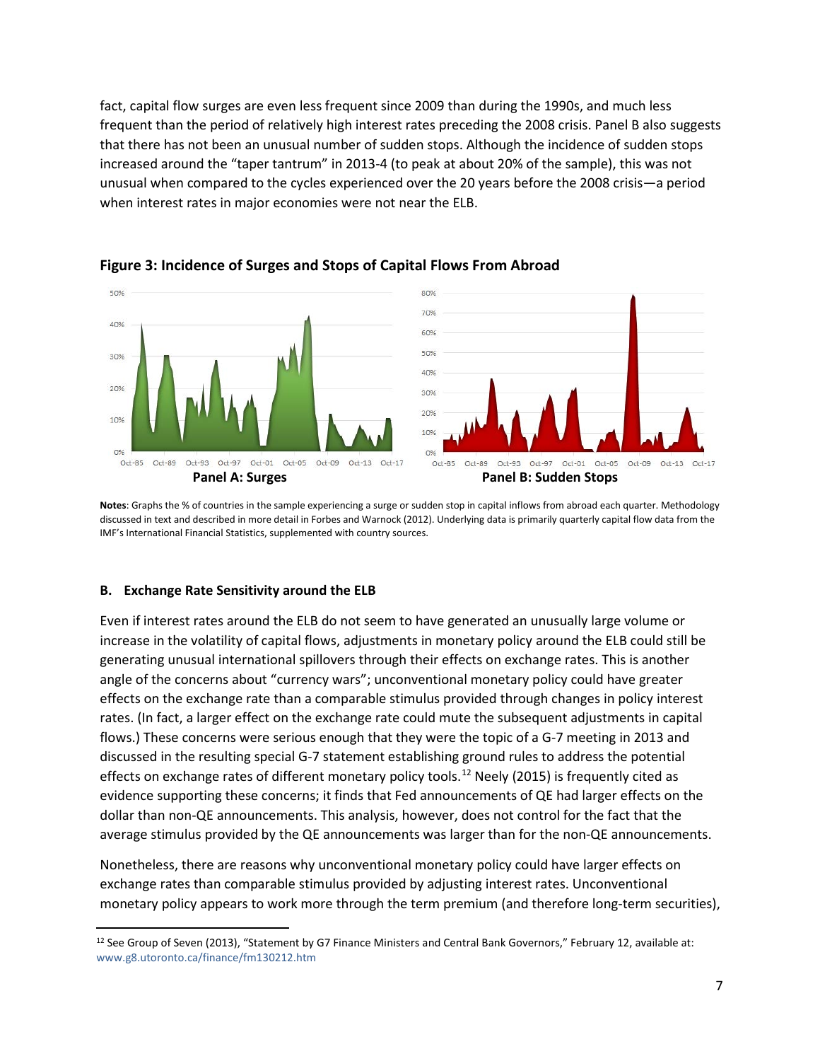fact, capital flow surges are even less frequent since 2009 than during the 1990s, and much less frequent than the period of relatively high interest rates preceding the 2008 crisis. Panel B also suggests that there has not been an unusual number of sudden stops. Although the incidence of sudden stops increased around the "taper tantrum" in 2013-4 (to peak at about 20% of the sample), this was not unusual when compared to the cycles experienced over the 20 years before the 2008 crisis—a period when interest rates in major economies were not near the ELB.

**Figure 3: Incidence of Surges and Stops of Capital Flows From Abroad**

**Panel A: Surges** **Panel B: Sudden Stops**

**Notes**: Graphs the % of countries in the sample experiencing a surge or sudden stop in capital inflows from abroad each quarter. Methodology discussed in text and described in more detail in Forbes and Warnock (2012). Underlying data is primarily quarterly capital flow data from the IMF's International Financial Statistics, supplemented with country sources.

### B. Exchange Rate Sensitivity around the ELB

Even if interest rates around the ELB do not seem to have generated an unusually large volume or increase in the volatility of capital flows, adjustments in monetary policy around the ELB could still be generating unusual international spillovers through their effects on exchange rates. This is another angle of the concerns about "currency wars"; unconventional monetary policy could have greater effects on the exchange rate than a comparable stimulus provided through changes in policy interest rates. (In fact, a larger effect on the exchange rate could mute the subsequent adjustments in capital flows.) These concerns were serious enough that they were the topic of a G-7 meeting in 2013 and discussed in the resulting special G-7 statement establishing ground rules to address the potential effects on exchange rates of different monetary policy tools.[12] Neely (2015) is frequently cited as evidence supporting these concerns; it finds that Fed announcements of QE had larger effects on the dollar than non-QE announcements. This analysis, however, does not control for the fact that the average stimulus provided by the QE announcements was larger than for the non-QE announcements.

Nonetheless, there are reasons why unconventional monetary policy could have larger effects on exchange rates than comparable stimulus provided by adjusting interest rates. Unconventional monetary policy appears to work more through the term premium (and therefore long-term securities),

[12] See Group of Seven (2013), "Statement by G7 Finance Ministers and Central Bank Governors," February 12, available at: www.g8.utoronto.ca/finance/fm130212.htm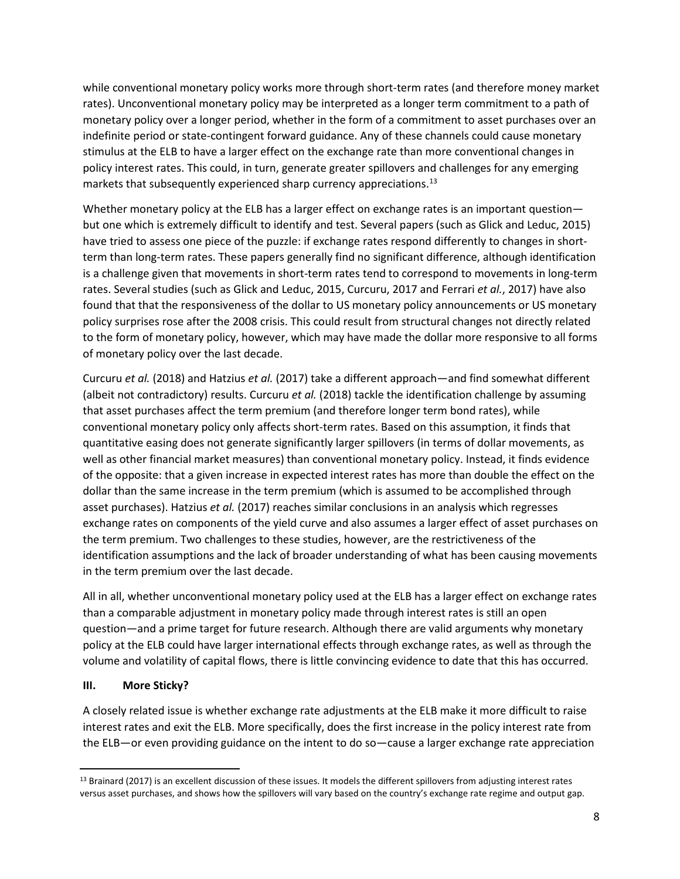while conventional monetary policy works more through short-term rates (and therefore money market rates). Unconventional monetary policy may be interpreted as a longer term commitment to a path of monetary policy over a longer period, whether in the form of a commitment to asset purchases over an indefinite period or state-contingent forward guidance. Any of these channels could cause monetary stimulus at the ELB to have a larger effect on the exchange rate than more conventional changes in policy interest rates. This could, in turn, generate greater spillovers and challenges for any emerging markets that subsequently experienced sharp currency appreciations.[13]

Whether monetary policy at the ELB has a larger effect on exchange rates is an important question—but one which is extremely difficult to identify and test. Several papers (such as Glick and Leduc, 2015) have tried to assess one piece of the puzzle: if exchange rates respond differently to changes in short-term than long-term rates. These papers generally find no significant difference, although identification is a challenge given that movements in short-term rates tend to correspond to movements in long-term rates. Several studies (such as Glick and Leduc, 2015, Curcuru, 2017 and Ferrari *et al.*, 2017) have also found that that the responsiveness of the dollar to US monetary policy announcements or US monetary policy surprises rose after the 2008 crisis. This could result from structural changes not directly related to the form of monetary policy, however, which may have made the dollar more responsive to all forms of monetary policy over the last decade.

Curcuru *et al.* (2018) and Hatzius *et al.* (2017) take a different approach—and find somewhat different (albeit not contradictory) results. Curcuru *et al.* (2018) tackle the identification challenge by assuming that asset purchases affect the term premium (and therefore longer term bond rates), while conventional monetary policy only affects short-term rates. Based on this assumption, it finds that quantitative easing does not generate significantly larger spillovers (in terms of dollar movements, as well as other financial market measures) than conventional monetary policy. Instead, it finds evidence of the opposite: that a given increase in expected interest rates has more than double the effect on the dollar than the same increase in the term premium (which is assumed to be accomplished through asset purchases). Hatzius *et al.* (2017) reaches similar conclusions in an analysis which regresses exchange rates on components of the yield curve and also assumes a larger effect of asset purchases on the term premium. Two challenges to these studies, however, are the restrictiveness of the identification assumptions and the lack of broader understanding of what has been causing movements in the term premium over the last decade.

All in all, whether unconventional monetary policy used at the ELB has a larger effect on exchange rates than a comparable adjustment in monetary policy made through interest rates is still an open question—and a prime target for future research. Although there are valid arguments why monetary policy at the ELB could have larger international effects through exchange rates, as well as through the volume and volatility of capital flows, there is little convincing evidence to date that this has occurred.

## III. More Sticky?

A closely related issue is whether exchange rate adjustments at the ELB make it more difficult to raise interest rates and exit the ELB. More specifically, does the first increase in the policy interest rate from the ELB—or even providing guidance on the intent to do so—cause a larger exchange rate appreciation

---

[13] Brainard (2017) is an excellent discussion of these issues. It models the different spillovers from adjusting interest rates versus asset purchases, and shows how the spillovers will vary based on the country's exchange rate regime and output gap.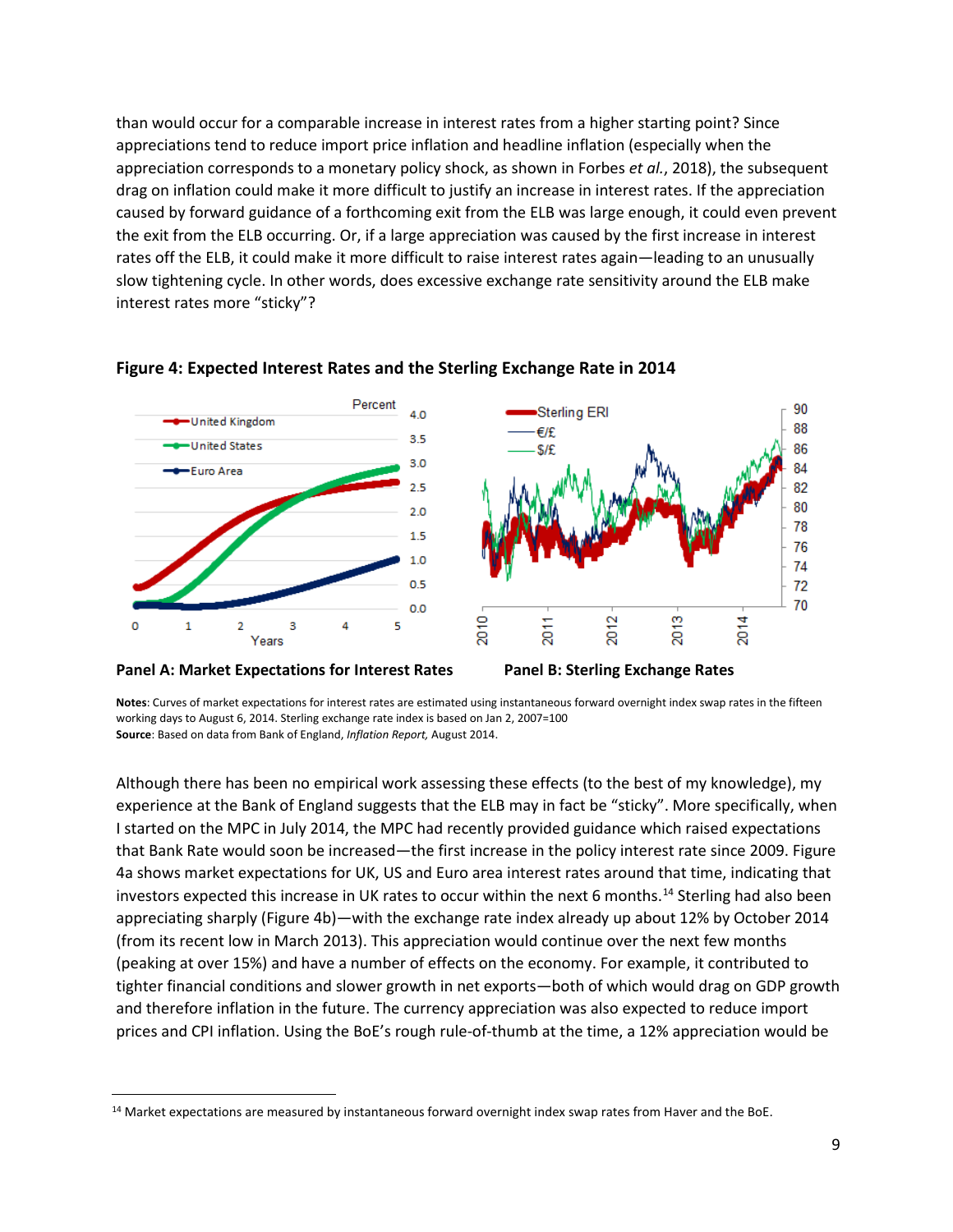than would occur for a comparable increase in interest rates from a higher starting point? Since appreciations tend to reduce import price inflation and headline inflation (especially when the appreciation corresponds to a monetary policy shock, as shown in Forbes *et al.*, 2018), the subsequent drag on inflation could make it more difficult to justify an increase in interest rates. If the appreciation caused by forward guidance of a forthcoming exit from the ELB was large enough, it could even prevent the exit from the ELB occurring. Or, if a large appreciation was caused by the first increase in interest rates off the ELB, it could make it more difficult to raise interest rates again—leading to an unusually slow tightening cycle. In other words, does excessive exchange rate sensitivity around the ELB make interest rates more "sticky"?

**Figure 4: Expected Interest Rates and the Sterling Exchange Rate in 2014**

**Panel A: Market Expectations for Interest Rates** **Panel B: Sterling Exchange Rates**

**Notes**: Curves of market expectations for interest rates are estimated using instantaneous forward overnight index swap rates in the fifteen working days to August 6, 2014. Sterling exchange rate index is based on Jan 2, 2007=100
**Source**: Based on data from Bank of England, *Inflation Report,* August 2014.

Although there has been no empirical work assessing these effects (to the best of my knowledge), my experience at the Bank of England suggests that the ELB may in fact be "sticky". More specifically, when I started on the MPC in July 2014, the MPC had recently provided guidance which raised expectations that Bank Rate would soon be increased—the first increase in the policy interest rate since 2009. Figure 4a shows market expectations for UK, US and Euro area interest rates around that time, indicating that investors expected this increase in UK rates to occur within the next 6 months.[14] Sterling had also been appreciating sharply (Figure 4b)—with the exchange rate index already up about 12% by October 2014 (from its recent low in March 2013). This appreciation would continue over the next few months (peaking at over 15%) and have a number of effects on the economy. For example, it contributed to tighter financial conditions and slower growth in net exports—both of which would drag on GDP growth and therefore inflation in the future. The currency appreciation was also expected to reduce import prices and CPI inflation. Using the BoE's rough rule-of-thumb at the time, a 12% appreciation would be

[14] Market expectations are measured by instantaneous forward overnight index swap rates from Haver and the BoE.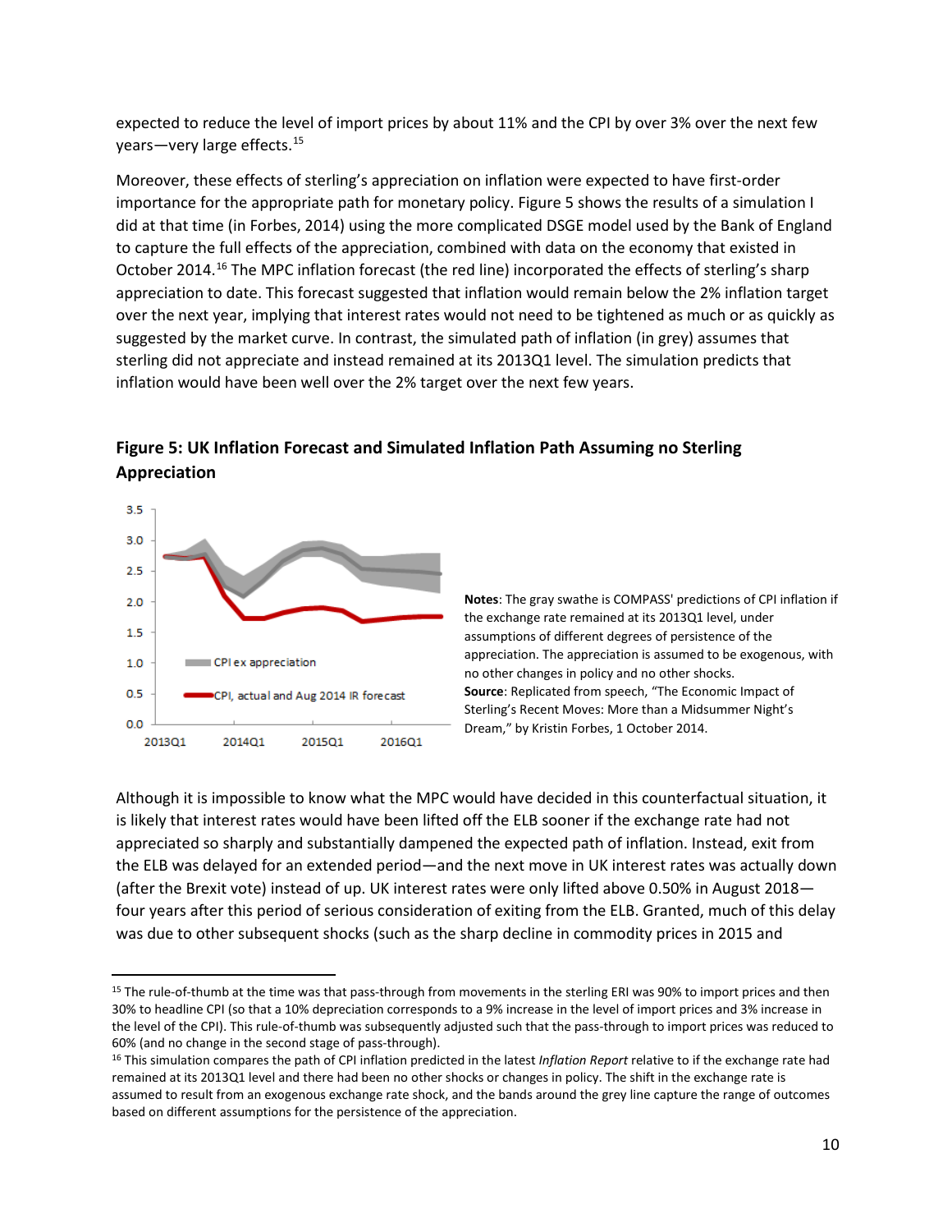expected to reduce the level of import prices by about 11% and the CPI by over 3% over the next few years—very large effects.[15]

Moreover, these effects of sterling's appreciation on inflation were expected to have first-order importance for the appropriate path for monetary policy. Figure 5 shows the results of a simulation I did at that time (in Forbes, 2014) using the more complicated DSGE model used by the Bank of England to capture the full effects of the appreciation, combined with data on the economy that existed in October 2014.[16] The MPC inflation forecast (the red line) incorporated the effects of sterling's sharp appreciation to date. This forecast suggested that inflation would remain below the 2% inflation target over the next year, implying that interest rates would not need to be tightened as much or as quickly as suggested by the market curve. In contrast, the simulated path of inflation (in grey) assumes that sterling did not appreciate and instead remained at its 2013Q1 level. The simulation predicts that inflation would have been well over the 2% target over the next few years.

**Figure 5: UK Inflation Forecast and Simulated Inflation Path Assuming no Sterling Appreciation**

**Notes**: The gray swathe is COMPASS' predictions of CPI inflation if the exchange rate remained at its 2013Q1 level, under assumptions of different degrees of persistence of the appreciation. The appreciation is assumed to be exogenous, with no other changes in policy and no other shocks.
**Source**: Replicated from speech, "The Economic Impact of Sterling's Recent Moves: More than a Midsummer Night's Dream," by Kristin Forbes, 1 October 2014.

Although it is impossible to know what the MPC would have decided in this counterfactual situation, it is likely that interest rates would have been lifted off the ELB sooner if the exchange rate had not appreciated so sharply and substantially dampened the expected path of inflation. Instead, exit from the ELB was delayed for an extended period—and the next move in UK interest rates was actually down (after the Brexit vote) instead of up. UK interest rates were only lifted above 0.50% in August 2018—four years after this period of serious consideration of exiting from the ELB. Granted, much of this delay was due to other subsequent shocks (such as the sharp decline in commodity prices in 2015 and

[15] The rule-of-thumb at the time was that pass-through from movements in the sterling ERI was 90% to import prices and then 30% to headline CPI (so that a 10% depreciation corresponds to a 9% increase in the level of import prices and 3% increase in the level of the CPI). This rule-of-thumb was subsequently adjusted such that the pass-through to import prices was reduced to 60% (and no change in the second stage of pass-through).

[16] This simulation compares the path of CPI inflation predicted in the latest *Inflation Report* relative to if the exchange rate had remained at its 2013Q1 level and there had been no other shocks or changes in policy. The shift in the exchange rate is assumed to result from an exogenous exchange rate shock, and the bands around the grey line capture the range of outcomes based on different assumptions for the persistence of the appreciation.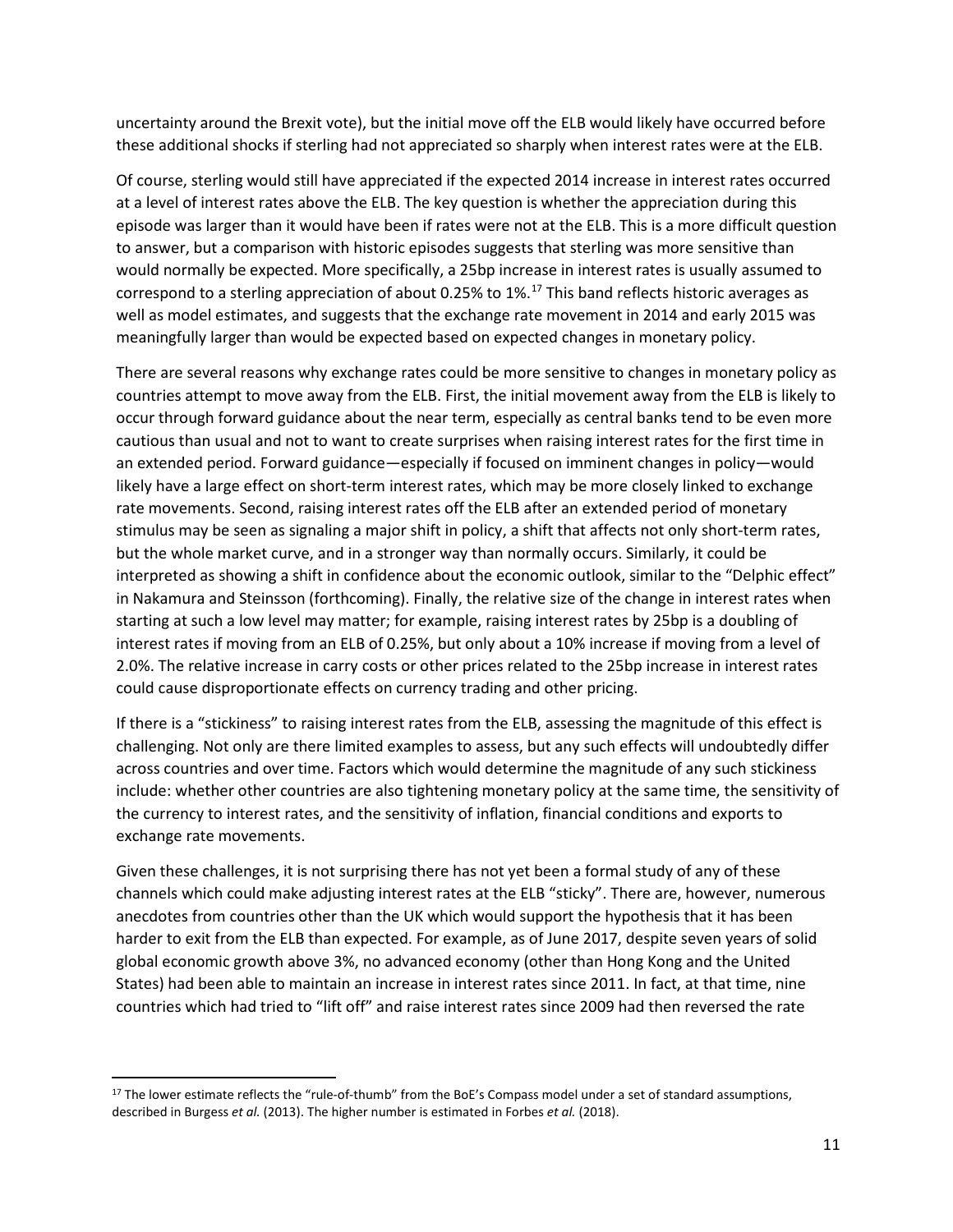uncertainty around the Brexit vote), but the initial move off the ELB would likely have occurred before these additional shocks if sterling had not appreciated so sharply when interest rates were at the ELB.

Of course, sterling would still have appreciated if the expected 2014 increase in interest rates occurred at a level of interest rates above the ELB. The key question is whether the appreciation during this episode was larger than it would have been if rates were not at the ELB. This is a more difficult question to answer, but a comparison with historic episodes suggests that sterling was more sensitive than would normally be expected. More specifically, a 25bp increase in interest rates is usually assumed to correspond to a sterling appreciation of about 0.25% to 1%.[17] This band reflects historic averages as well as model estimates, and suggests that the exchange rate movement in 2014 and early 2015 was meaningfully larger than would be expected based on expected changes in monetary policy.

There are several reasons why exchange rates could be more sensitive to changes in monetary policy as countries attempt to move away from the ELB. First, the initial movement away from the ELB is likely to occur through forward guidance about the near term, especially as central banks tend to be even more cautious than usual and not to want to create surprises when raising interest rates for the first time in an extended period. Forward guidance—especially if focused on imminent changes in policy—would likely have a large effect on short-term interest rates, which may be more closely linked to exchange rate movements. Second, raising interest rates off the ELB after an extended period of monetary stimulus may be seen as signaling a major shift in policy, a shift that affects not only short-term rates, but the whole market curve, and in a stronger way than normally occurs. Similarly, it could be interpreted as showing a shift in confidence about the economic outlook, similar to the "Delphic effect" in Nakamura and Steinsson (forthcoming). Finally, the relative size of the change in interest rates when starting at such a low level may matter; for example, raising interest rates by 25bp is a doubling of interest rates if moving from an ELB of 0.25%, but only about a 10% increase if moving from a level of 2.0%. The relative increase in carry costs or other prices related to the 25bp increase in interest rates could cause disproportionate effects on currency trading and other pricing.

If there is a "stickiness" to raising interest rates from the ELB, assessing the magnitude of this effect is challenging. Not only are there limited examples to assess, but any such effects will undoubtedly differ across countries and over time. Factors which would determine the magnitude of any such stickiness include: whether other countries are also tightening monetary policy at the same time, the sensitivity of the currency to interest rates, and the sensitivity of inflation, financial conditions and exports to exchange rate movements.

Given these challenges, it is not surprising there has not yet been a formal study of any of these channels which could make adjusting interest rates at the ELB "sticky". There are, however, numerous anecdotes from countries other than the UK which would support the hypothesis that it has been harder to exit from the ELB than expected. For example, as of June 2017, despite seven years of solid global economic growth above 3%, no advanced economy (other than Hong Kong and the United States) had been able to maintain an increase in interest rates since 2011. In fact, at that time, nine countries which had tried to "lift off" and raise interest rates since 2009 had then reversed the rate

---

[17] The lower estimate reflects the "rule-of-thumb" from the BoE's Compass model under a set of standard assumptions, described in Burgess *et al.* (2013). The higher number is estimated in Forbes *et al.* (2018).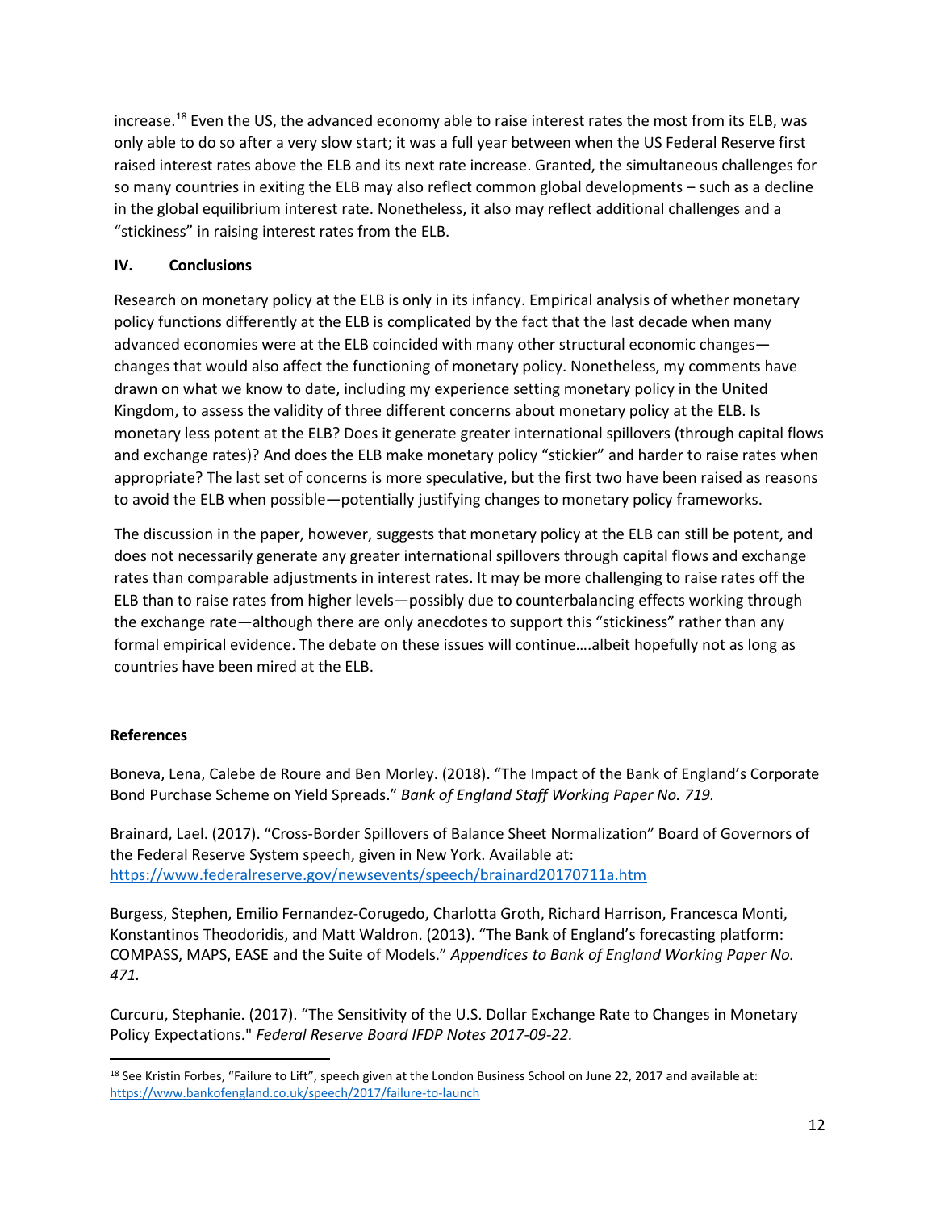increase.[18] Even the US, the advanced economy able to raise interest rates the most from its ELB, was only able to do so after a very slow start; it was a full year between when the US Federal Reserve first raised interest rates above the ELB and its next rate increase. Granted, the simultaneous challenges for so many countries in exiting the ELB may also reflect common global developments – such as a decline in the global equilibrium interest rate. Nonetheless, it also may reflect additional challenges and a "stickiness" in raising interest rates from the ELB.

## IV. Conclusions

Research on monetary policy at the ELB is only in its infancy. Empirical analysis of whether monetary policy functions differently at the ELB is complicated by the fact that the last decade when many advanced economies were at the ELB coincided with many other structural economic changes—changes that would also affect the functioning of monetary policy. Nonetheless, my comments have drawn on what we know to date, including my experience setting monetary policy in the United Kingdom, to assess the validity of three different concerns about monetary policy at the ELB. Is monetary less potent at the ELB? Does it generate greater international spillovers (through capital flows and exchange rates)? And does the ELB make monetary policy "stickier" and harder to raise rates when appropriate? The last set of concerns is more speculative, but the first two have been raised as reasons to avoid the ELB when possible—potentially justifying changes to monetary policy frameworks.

The discussion in the paper, however, suggests that monetary policy at the ELB can still be potent, and does not necessarily generate any greater international spillovers through capital flows and exchange rates than comparable adjustments in interest rates. It may be more challenging to raise rates off the ELB than to raise rates from higher levels—possibly due to counterbalancing effects working through the exchange rate—although there are only anecdotes to support this "stickiness" rather than any formal empirical evidence. The debate on these issues will continue….albeit hopefully not as long as countries have been mired at the ELB.

### References

Boneva, Lena, Calebe de Roure and Ben Morley. (2018). "The Impact of the Bank of England's Corporate Bond Purchase Scheme on Yield Spreads." *Bank of England Staff Working Paper No. 719.*

Brainard, Lael. (2017). "Cross-Border Spillovers of Balance Sheet Normalization" Board of Governors of the Federal Reserve System speech, given in New York. Available at: https://www.federalreserve.gov/newsevents/speech/brainard20170711a.htm

Burgess, Stephen, Emilio Fernandez-Corugedo, Charlotta Groth, Richard Harrison, Francesca Monti, Konstantinos Theodoridis, and Matt Waldron. (2013). "The Bank of England's forecasting platform: COMPASS, MAPS, EASE and the Suite of Models." *Appendices to Bank of England Working Paper No. 471.*

Curcuru, Stephanie. (2017). "The Sensitivity of the U.S. Dollar Exchange Rate to Changes in Monetary Policy Expectations." *Federal Reserve Board IFDP Notes 2017-09-22.*

---

[18] See Kristin Forbes, "Failure to Lift", speech given at the London Business School on June 22, 2017 and available at: https://www.bankofengland.co.uk/speech/2017/failure-to-launch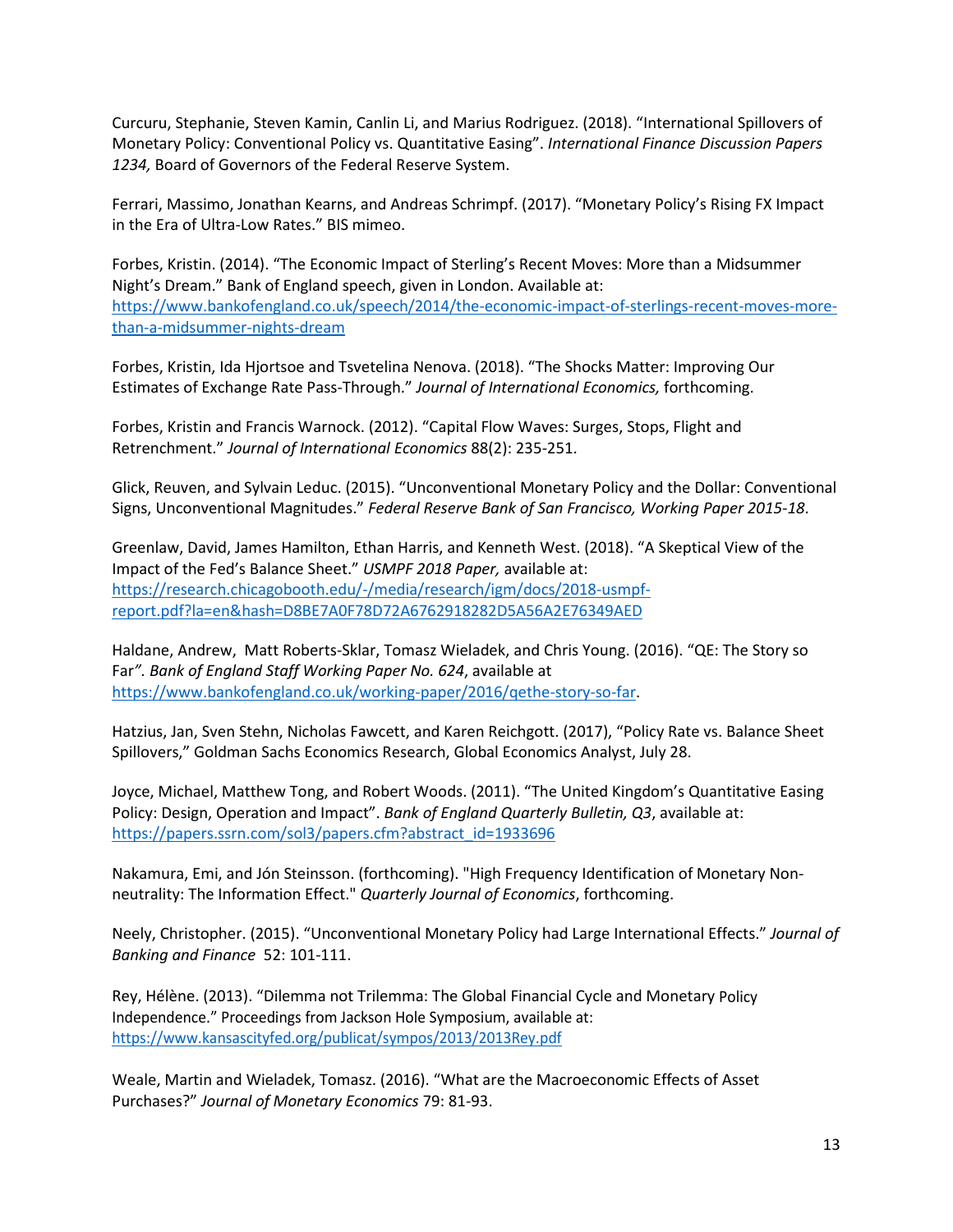Curcuru, Stephanie, Steven Kamin, Canlin Li, and Marius Rodriguez. (2018). "International Spillovers of Monetary Policy: Conventional Policy vs. Quantitative Easing". *International Finance Discussion Papers 1234,* Board of Governors of the Federal Reserve System.

Ferrari, Massimo, Jonathan Kearns, and Andreas Schrimpf. (2017). "Monetary Policy's Rising FX Impact in the Era of Ultra-Low Rates." BIS mimeo.

Forbes, Kristin. (2014). "The Economic Impact of Sterling's Recent Moves: More than a Midsummer Night's Dream." Bank of England speech, given in London. Available at: https://www.bankofengland.co.uk/speech/2014/the-economic-impact-of-sterlings-recent-moves-more-than-a-midsummer-nights-dream

Forbes, Kristin, Ida Hjortsoe and Tsvetelina Nenova. (2018). "The Shocks Matter: Improving Our Estimates of Exchange Rate Pass-Through." *Journal of International Economics,* forthcoming.

Forbes, Kristin and Francis Warnock. (2012). "Capital Flow Waves: Surges, Stops, Flight and Retrenchment." *Journal of International Economics* 88(2): 235-251.

Glick, Reuven, and Sylvain Leduc. (2015). "Unconventional Monetary Policy and the Dollar: Conventional Signs, Unconventional Magnitudes." *Federal Reserve Bank of San Francisco, Working Paper 2015-18*.

Greenlaw, David, James Hamilton, Ethan Harris, and Kenneth West. (2018). "A Skeptical View of the Impact of the Fed's Balance Sheet." *USMPF 2018 Paper,* available at: https://research.chicagobooth.edu/-/media/research/igm/docs/2018-usmpf-report.pdf?la=en&hash=D8BE7A0F78D72A6762918282D5A56A2E76349AED

Haldane, Andrew, Matt Roberts-Sklar, Tomasz Wieladek, and Chris Young. (2016). "QE: The Story so Far*". Bank of England Staff Working Paper No. 624*, available at https://www.bankofengland.co.uk/working-paper/2016/qethe-story-so-far.

Hatzius, Jan, Sven Stehn, Nicholas Fawcett, and Karen Reichgott. (2017), "Policy Rate vs. Balance Sheet Spillovers," Goldman Sachs Economics Research, Global Economics Analyst, July 28.

Joyce, Michael, Matthew Tong, and Robert Woods. (2011). "The United Kingdom's Quantitative Easing Policy: Design, Operation and Impact". *Bank of England Quarterly Bulletin, Q3*, available at: https://papers.ssrn.com/sol3/papers.cfm?abstract_id=1933696

Nakamura, Emi, and Jón Steinsson. (forthcoming). "High Frequency Identification of Monetary Non-neutrality: The Information Effect." *Quarterly Journal of Economics*, forthcoming.

Neely, Christopher. (2015). "Unconventional Monetary Policy had Large International Effects." *Journal of Banking and Finance* 52: 101-111.

Rey, Hélène. (2013). "Dilemma not Trilemma: The Global Financial Cycle and Monetary Policy Independence." Proceedings from Jackson Hole Symposium, available at: https://www.kansascityfed.org/publicat/sympos/2013/2013Rey.pdf

Weale, Martin and Wieladek, Tomasz. (2016). "What are the Macroeconomic Effects of Asset Purchases?" *Journal of Monetary Economics* 79: 81-93.